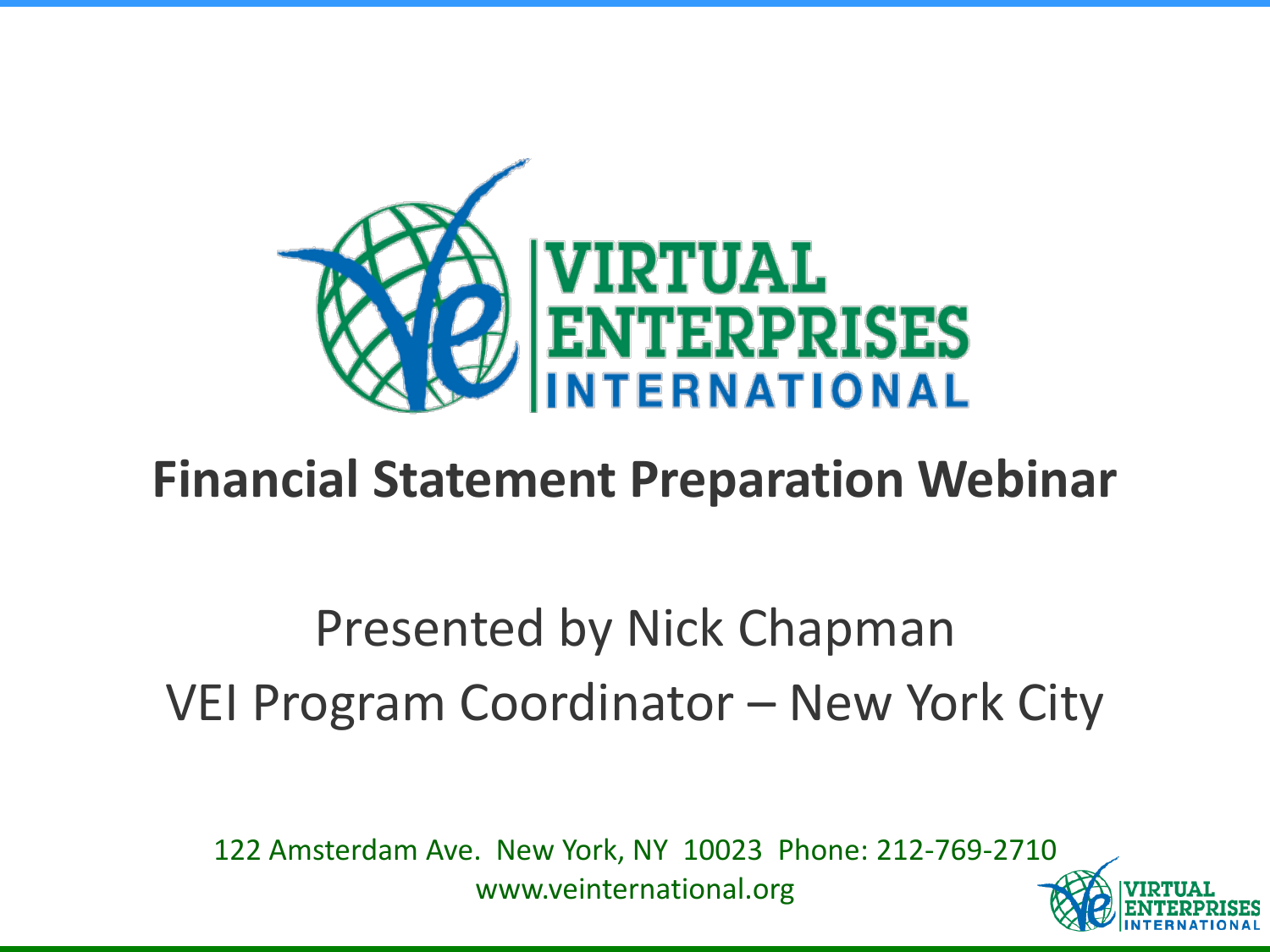# Financial Statement Preparation Webinar

Presented by Nick Chapman

VEI Program Coordinator – New York City

122 Amsterdam Ave. New York, NY 10023 Phone: 212-769-2710

www.veinternational.org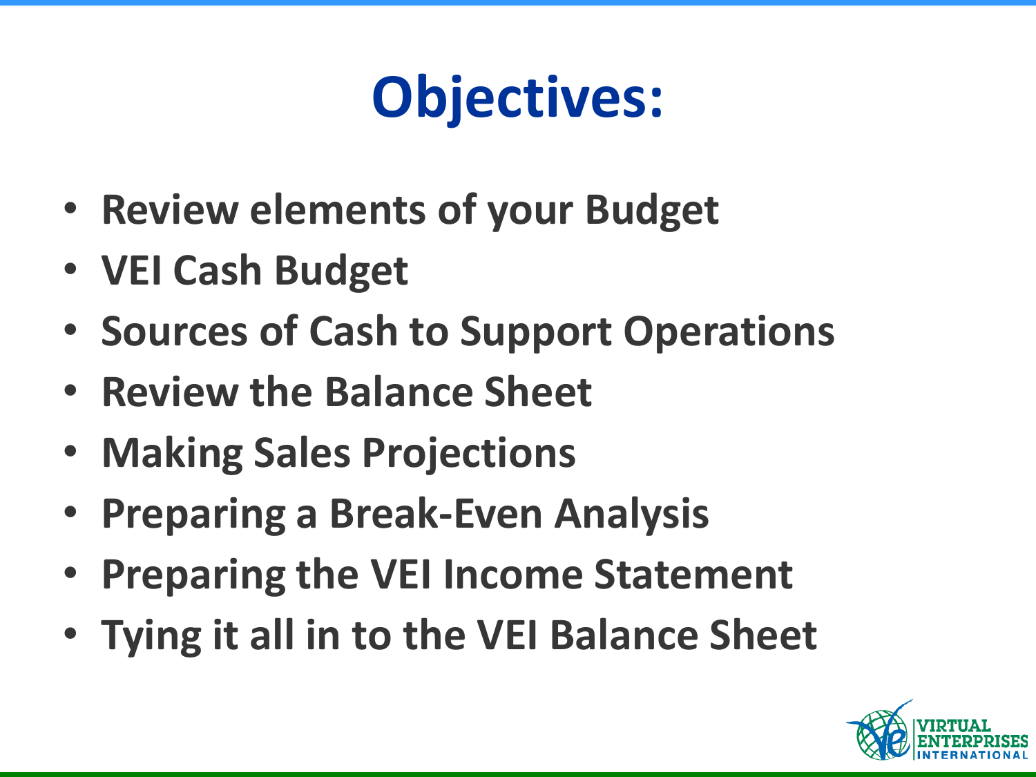# Objectives:

- Review elements of your Budget
- VEI Cash Budget
- Sources of Cash to Support Operations
- Review the Balance Sheet
- Making Sales Projections
- Preparing a Break-Even Analysis
- Preparing the VEI Income Statement
- Tying it all in to the VEI Balance Sheet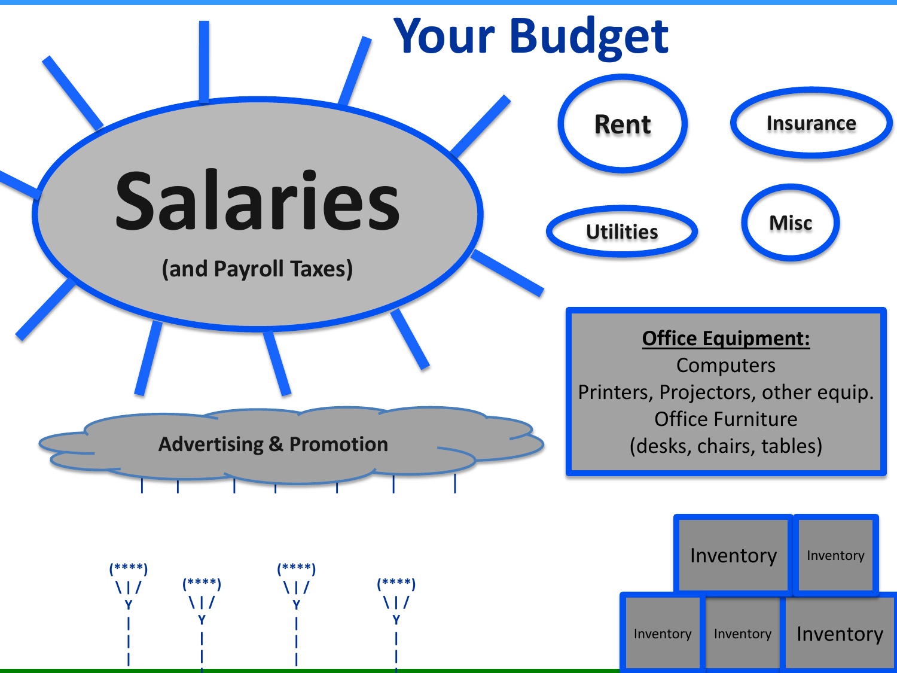# Your Budget

**Salaries**

(and Payroll Taxes)

**Rent**

**Insurance**

**Utilities**

**Misc**

**Advertising & Promotion**

**Office Equipment:**
Computers
Printers, Projectors, other equip.
Office Furniture
(desks, chairs, tables)

Inventory

Inventory

Inventory

Inventory

Inventory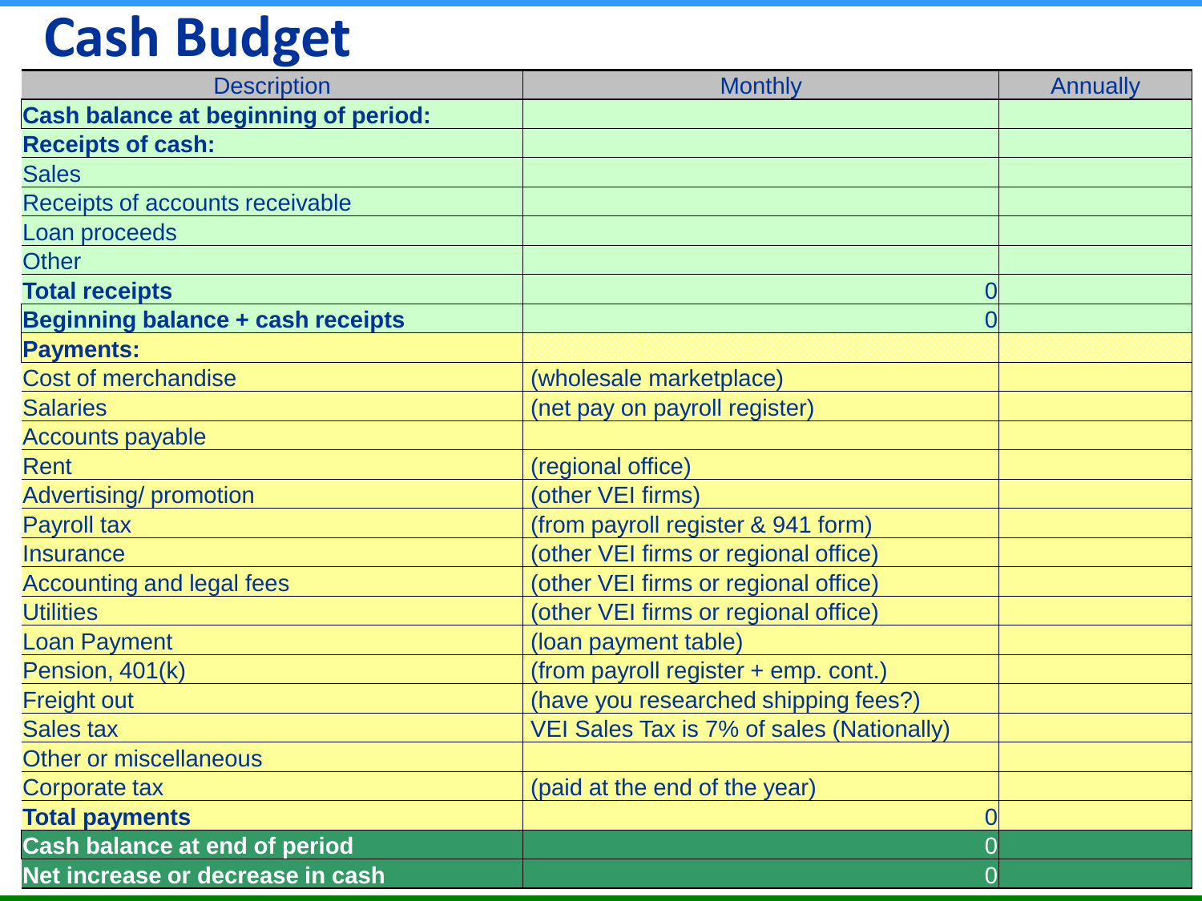# Cash Budget

| Description | Monthly | Annually |
|---|---|---|
| **Cash balance at beginning of period:** | | |
| **Receipts of cash:** | | |
| Sales | | |
| Receipts of accounts receivable | | |
| Loan proceeds | | |
| Other | | |
| **Total receipts** | 0 | |
| **Beginning balance + cash receipts** | 0 | |
| **Payments:** | | |
| Cost of merchandise | (wholesale marketplace) | |
| Salaries | (net pay on payroll register) | |
| Accounts payable | | |
| Rent | (regional office) | |
| Advertising/ promotion | (other VEI firms) | |
| Payroll tax | (from payroll register & 941 form) | |
| Insurance | (other VEI firms or regional office) | |
| Accounting and legal fees | (other VEI firms or regional office) | |
| Utilities | (other VEI firms or regional office) | |
| Loan Payment | (loan payment table) | |
| Pension, 401(k) | (from payroll register + emp. cont.) | |
| Freight out | (have you researched shipping fees?) | |
| Sales tax | VEI Sales Tax is 7% of sales (Nationally) | |
| Other or miscellaneous | | |
| Corporate tax | (paid at the end of the year) | |
| **Total payments** | 0 | |
| **Cash balance at end of period** | 0 | |
| **Net increase or decrease in cash** | 0 | |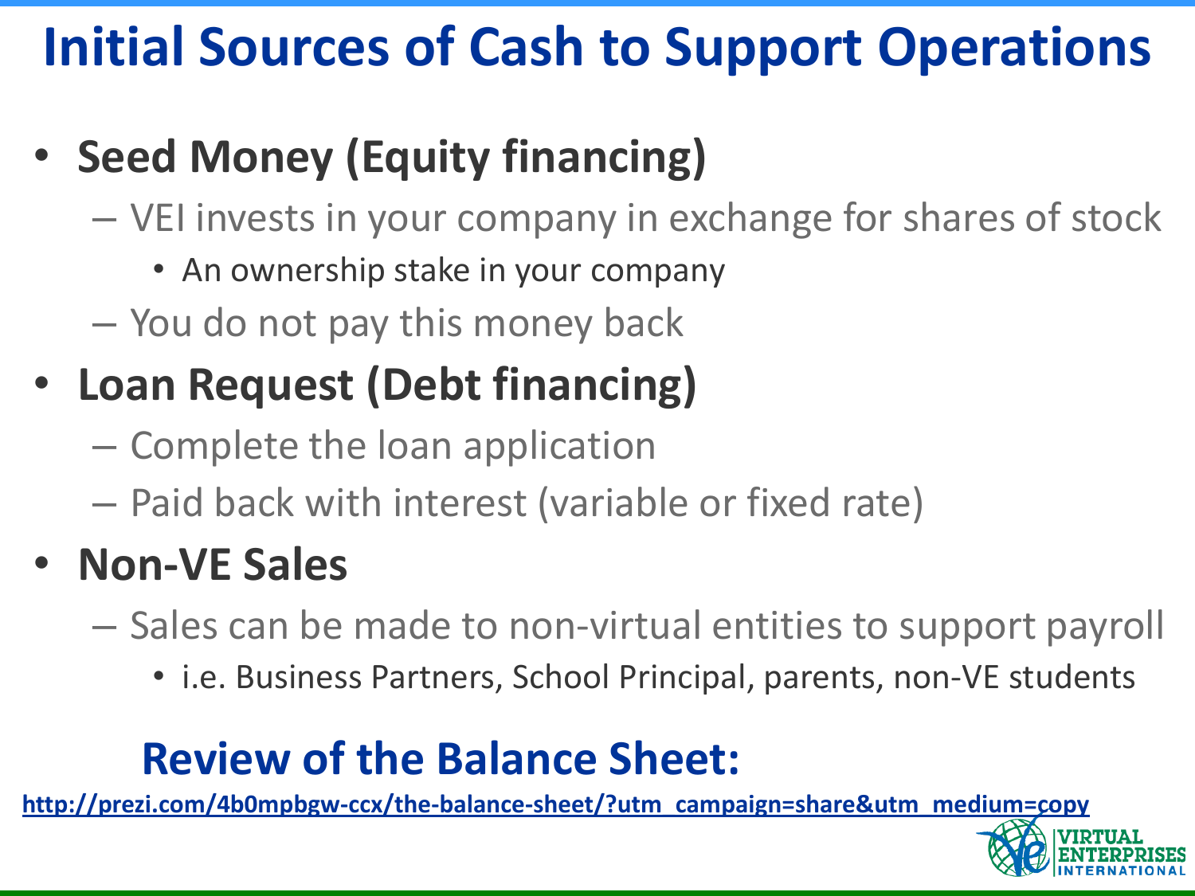# Initial Sources of Cash to Support Operations

- **Seed Money (Equity financing)**
  - VEI invests in your company in exchange for shares of stock
    - An ownership stake in your company
  - You do not pay this money back
- **Loan Request (Debt financing)**
  - Complete the loan application
  - Paid back with interest (variable or fixed rate)
- **Non-VE Sales**
  - Sales can be made to non-virtual entities to support payroll
    - i.e. Business Partners, School Principal, parents, non-VE students

## Review of the Balance Sheet:

http://prezi.com/4b0mpbgw-ccx/the-balance-sheet/?utm_campaign=share&utm_medium=copy

VIRTUAL ENTERPRISES INTERNATIONAL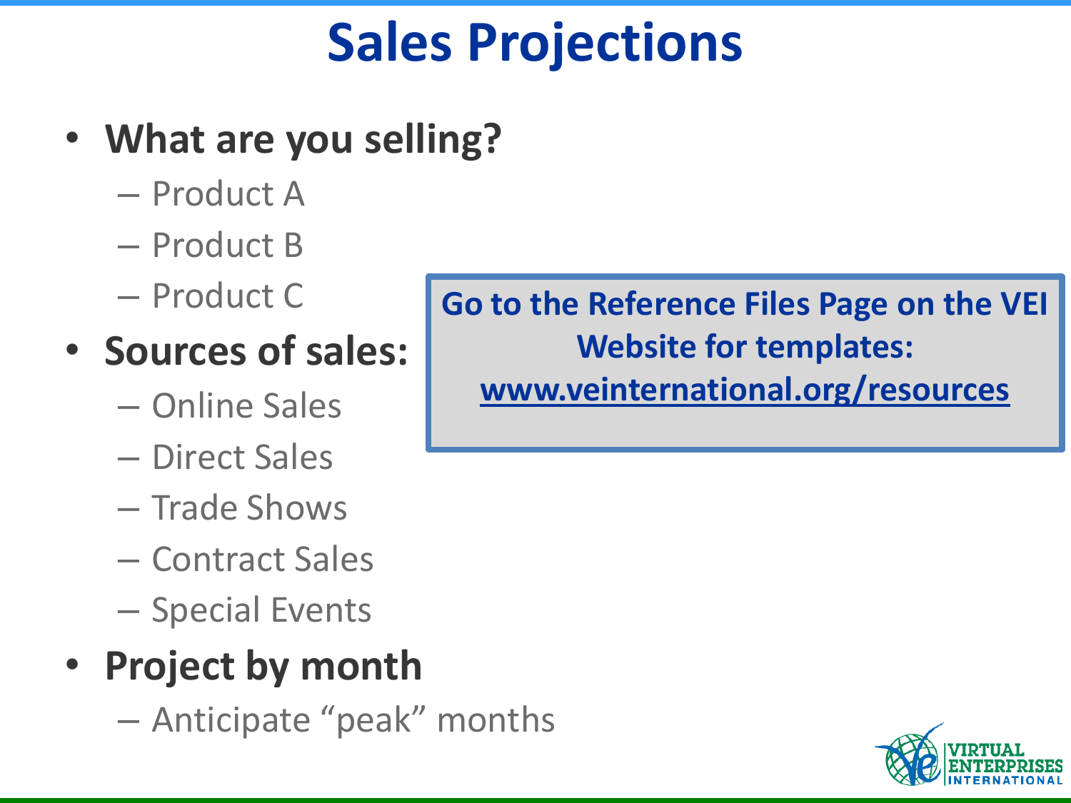# Sales Projections

- **What are you selling?**
  - Product A
  - Product B
  - Product C
- **Sources of sales:**
  - Online Sales
  - Direct Sales
  - Trade Shows
  - Contract Sales
  - Special Events
- **Project by month**
  - Anticipate "peak" months

**Go to the Reference Files Page on the VEI Website for templates: www.veinternational.org/resources**

VIRTUAL ENTERPRISES INTERNATIONAL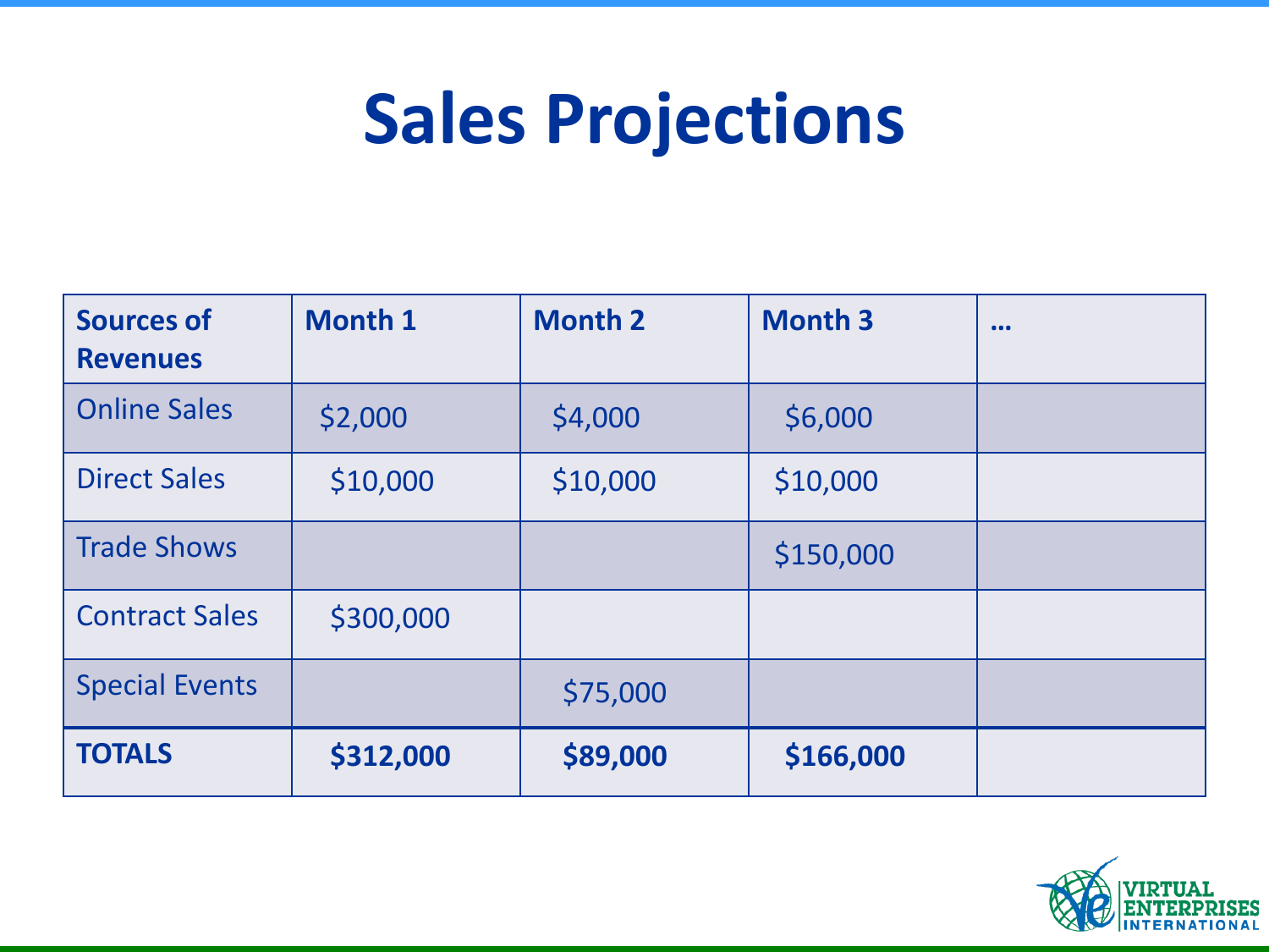# Sales Projections

| **Sources of Revenues** | **Month 1** | **Month 2** | **Month 3** | **…** |
|---|---|---|---|---|
| Online Sales | $2,000 | $4,000 | $6,000 | |
| Direct Sales | $10,000 | $10,000 | $10,000 | |
| Trade Shows | | | $150,000 | |
| Contract Sales | $300,000 | | | |
| Special Events | | $75,000 | | |
| **TOTALS** | **$312,000** | **$89,000** | **$166,000** | |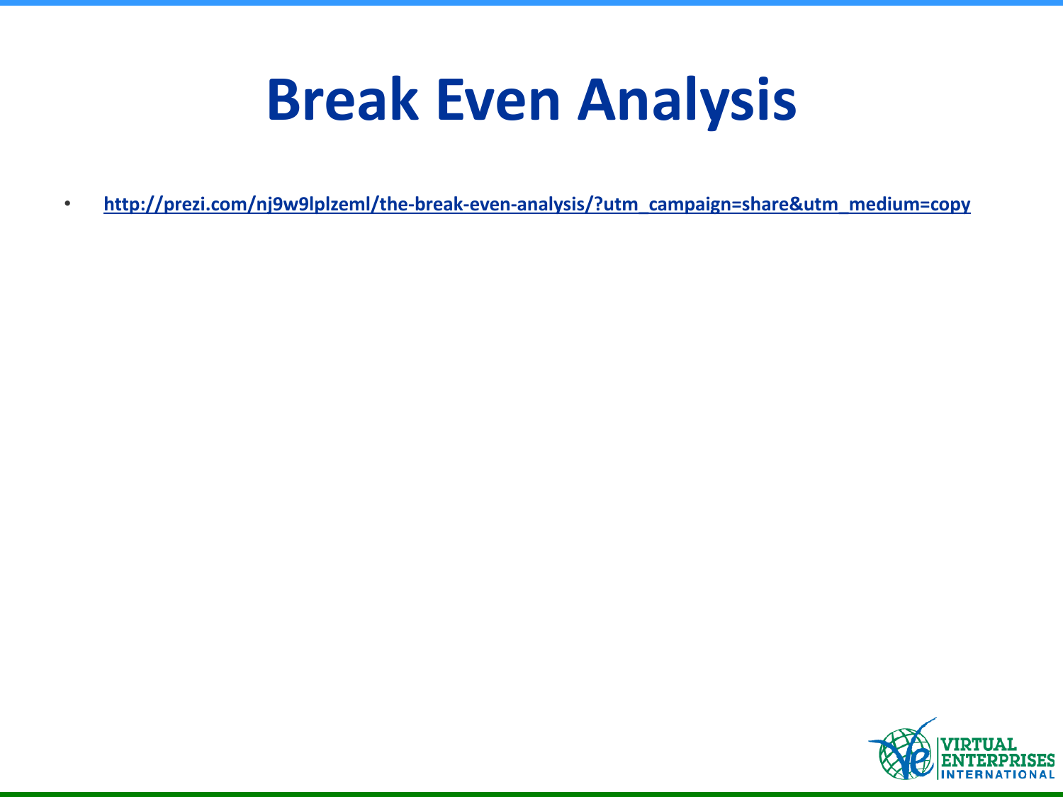# Break Even Analysis

- http://prezi.com/nj9w9lplzeml/the-break-even-analysis/?utm_campaign=share&utm_medium=copy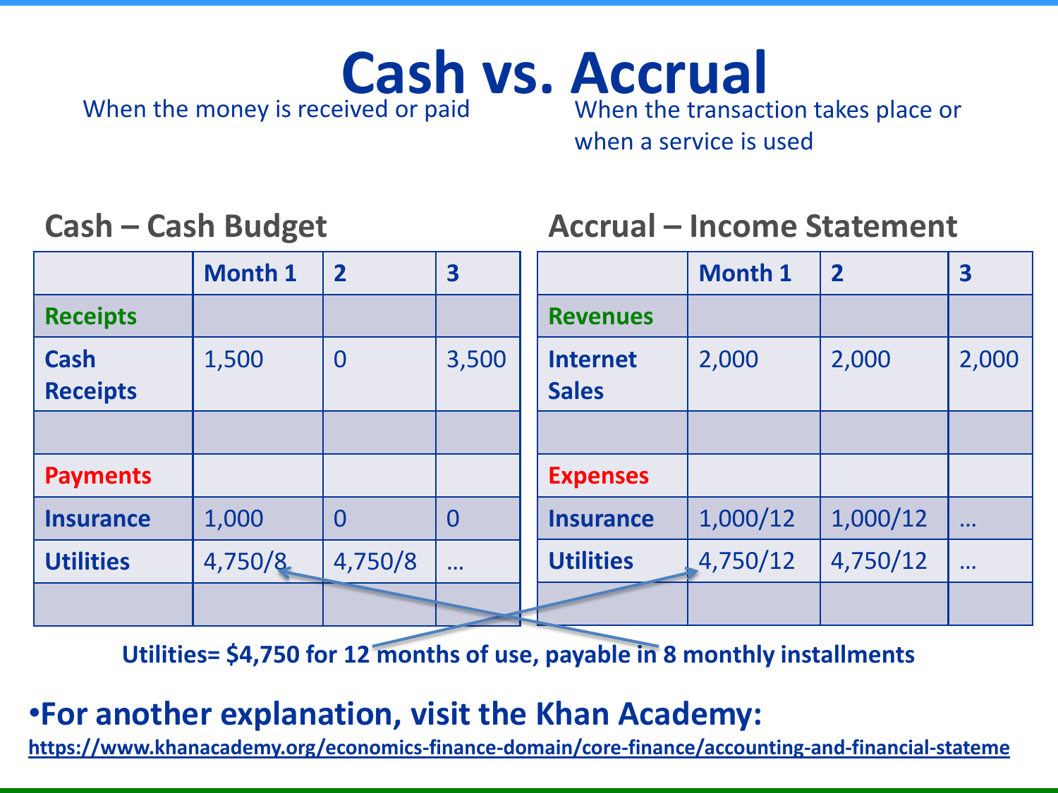# Cash vs. Accrual

When the money is received or paid

When the transaction takes place or when a service is used

## Cash – Cash Budget

| | Month 1 | 2 | 3 |
|---|---|---|---|
| **Receipts** | | | |
| **Cash Receipts** | 1,500 | 0 | 3,500 |
| | | | |
| **Payments** | | | |
| **Insurance** | 1,000 | 0 | 0 |
| **Utilities** | 4,750/8 | 4,750/8 | … |
| | | | |

## Accrual – Income Statement

| | Month 1 | 2 | 3 |
|---|---|---|---|
| **Revenues** | | | |
| **Internet Sales** | 2,000 | 2,000 | 2,000 |
| | | | |
| **Expenses** | | | |
| **Insurance** | 1,000/12 | 1,000/12 | … |
| **Utilities** | 4,750/12 | 4,750/12 | … |
| | | | |

**Utilities= $4,750 for 12 months of use, payable in 8 monthly installments**

- **For another explanation, visit the Khan Academy:**

**https://www.khanacademy.org/economics-finance-domain/core-finance/accounting-and-financial-stateme**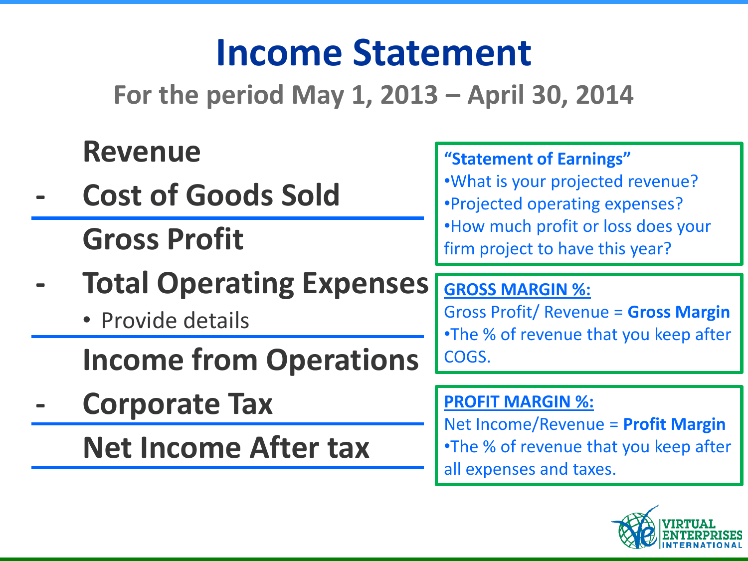# Income Statement

## For the period May 1, 2013 – April 30, 2014

**Revenue**

**- Cost of Goods Sold**

---

**Gross Profit**

**- Total Operating Expenses**

- Provide details

---

**Income from Operations**

**- Corporate Tax**

---

**Net Income After tax**

---

**"Statement of Earnings"**

- What is your projected revenue?
- Projected operating expenses?
- How much profit or loss does your firm project to have this year?

**GROSS MARGIN %:**

Gross Profit/ Revenue = **Gross Margin**

- The % of revenue that you keep after COGS.

**PROFIT MARGIN %:**

Net Income/Revenue = **Profit Margin**

- The % of revenue that you keep after all expenses and taxes.

VIRTUAL ENTERPRISES INTERNATIONAL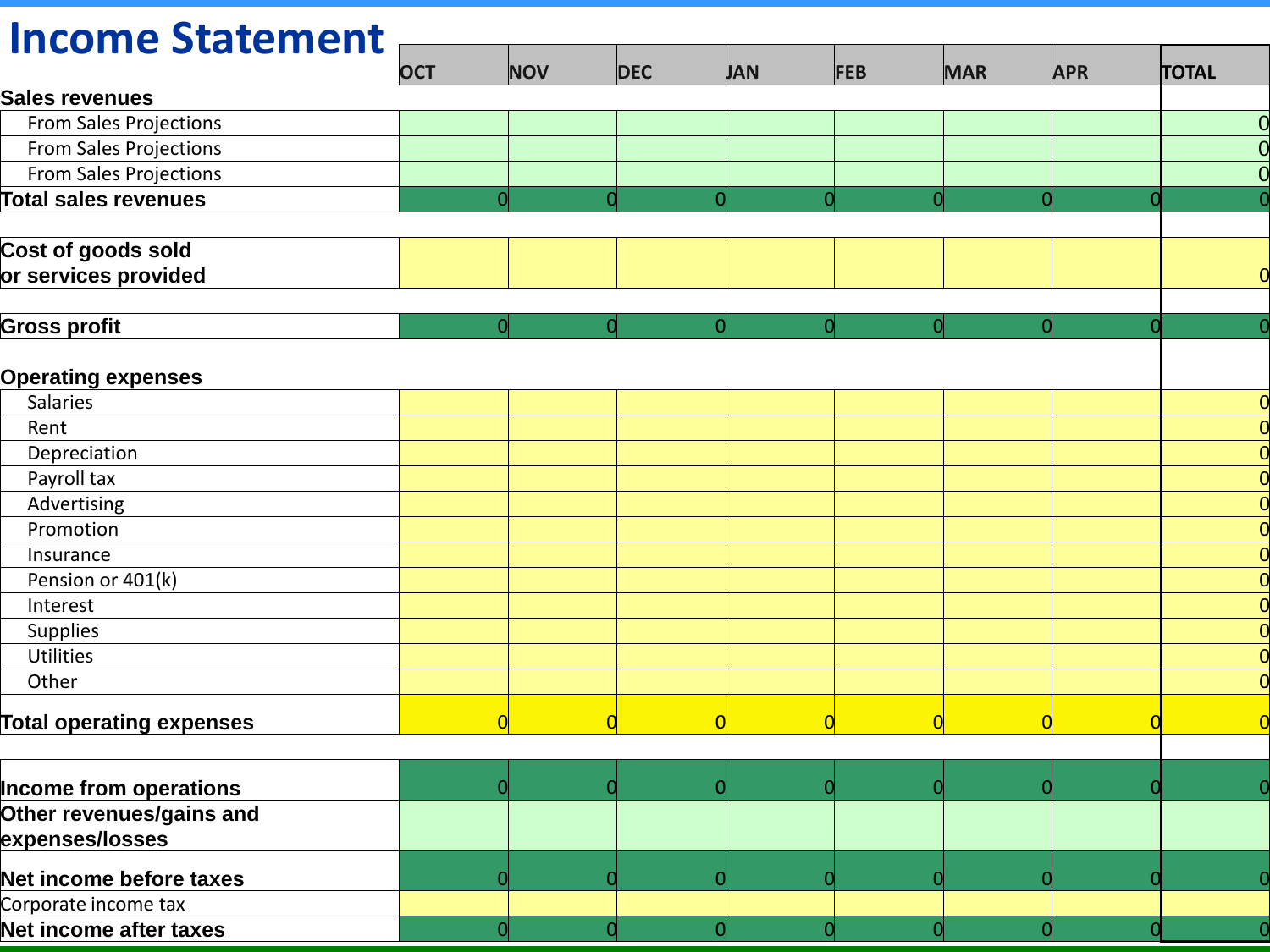# Income Statement

| | OCT | NOV | DEC | JAN | FEB | MAR | APR | TOTAL |
|---|---|---|---|---|---|---|---|---|
| **Sales revenues** | | | | | | | | |
| From Sales Projections | | | | | | | | 0 |
| From Sales Projections | | | | | | | | 0 |
| From Sales Projections | | | | | | | | 0 |
| **Total sales revenues** | 0 | 0 | 0 | 0 | 0 | 0 | 0 | 0 |
| | | | | | | | | |
| **Cost of goods sold or services provided** | | | | | | | | 0 |
| | | | | | | | | |
| **Gross profit** | 0 | 0 | 0 | 0 | 0 | 0 | 0 | 0 |
| | | | | | | | | |
| **Operating expenses** | | | | | | | | |
| Salaries | | | | | | | | 0 |
| Rent | | | | | | | | 0 |
| Depreciation | | | | | | | | 0 |
| Payroll tax | | | | | | | | 0 |
| Advertising | | | | | | | | 0 |
| Promotion | | | | | | | | 0 |
| Insurance | | | | | | | | 0 |
| Pension or 401(k) | | | | | | | | 0 |
| Interest | | | | | | | | 0 |
| Supplies | | | | | | | | 0 |
| Utilities | | | | | | | | 0 |
| Other | | | | | | | | 0 |
| **Total operating expenses** | 0 | 0 | 0 | 0 | 0 | 0 | 0 | 0 |
| | | | | | | | | |
| **Income from operations** | 0 | 0 | 0 | 0 | 0 | 0 | 0 | 0 |
| **Other revenues/gains and expenses/losses** | | | | | | | | |
| **Net income before taxes** | 0 | 0 | 0 | 0 | 0 | 0 | 0 | 0 |
| Corporate income tax | | | | | | | | |
| **Net income after taxes** | 0 | 0 | 0 | 0 | 0 | 0 | 0 | 0 |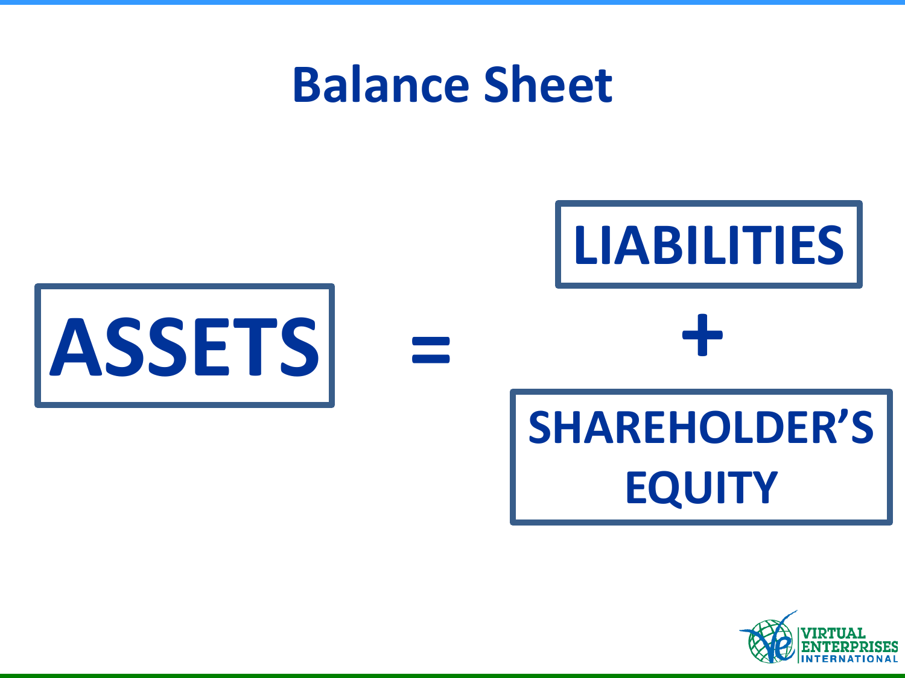# Balance Sheet

**ASSETS** = **LIABILITIES** + **SHAREHOLDER'S EQUITY**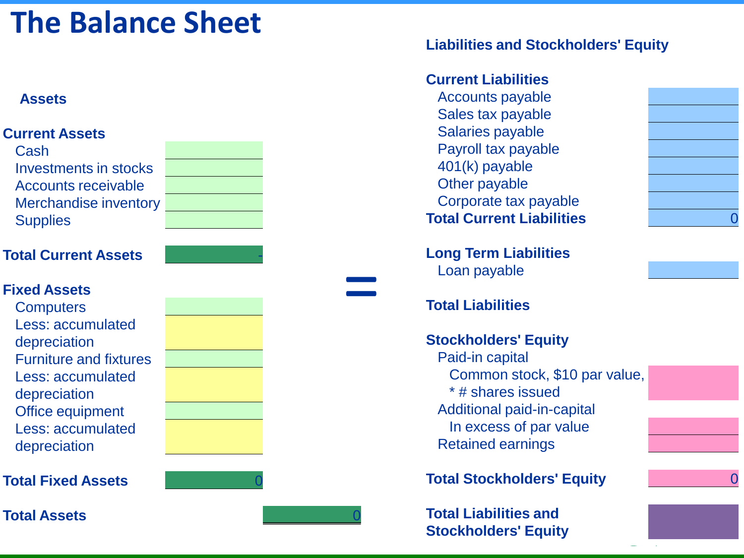# The Balance Sheet

### Assets

| Current Assets | |
|---|---|
| Cash | |
| Investments in stocks | |
| Accounts receivable | |
| Merchandise inventory | |
| Supplies | |
| **Total Current Assets** | - |

| Fixed Assets | |
|---|---|
| Computers | |
| Less: accumulated depreciation | |
| Furniture and fixtures | |
| Less: accumulated depreciation | |
| Office equipment | |
| Less: accumulated depreciation | |
| **Total Fixed Assets** | 0 |

| | |
|---|---|
| **Total Assets** | 0 |

=

### Liabilities and Stockholders' Equity

| Current Liabilities | |
|---|---|
| Accounts payable | |
| Sales tax payable | |
| Salaries payable | |
| Payroll tax payable | |
| 401(k) payable | |
| Other payable | |
| Corporate tax payable | |
| **Total Current Liabilities** | 0 |

| Long Term Liabilities | |
|---|---|
| Loan payable | |
| **Total Liabilities** | |

| Stockholders' Equity | |
|---|---|
| Paid-in capital | |
| Common stock, $10 par value, * # shares issued | |
| Additional paid-in-capital In excess of par value | |
| Retained earnings | |
| **Total Stockholders' Equity** | 0 |

| | |
|---|---|
| **Total Liabilities and Stockholders' Equity** | |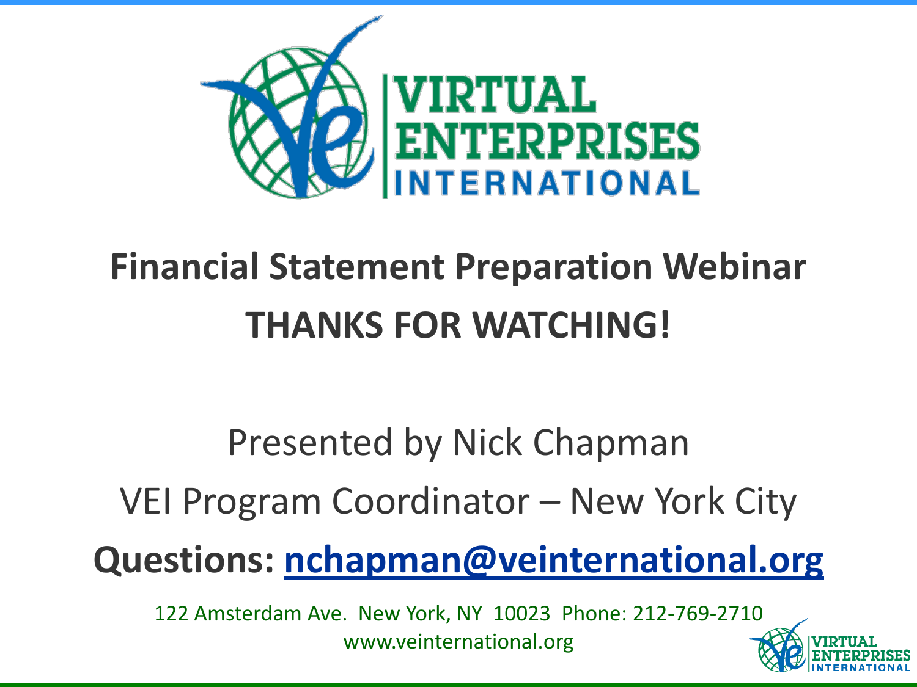VIRTUAL ENTERPRISES INTERNATIONAL

# Financial Statement Preparation Webinar

# THANKS FOR WATCHING!

Presented by Nick Chapman

VEI Program Coordinator – New York City

**Questions: nchapman@veinternational.org**

122 Amsterdam Ave. New York, NY 10023 Phone: 212-769-2710

www.veinternational.org